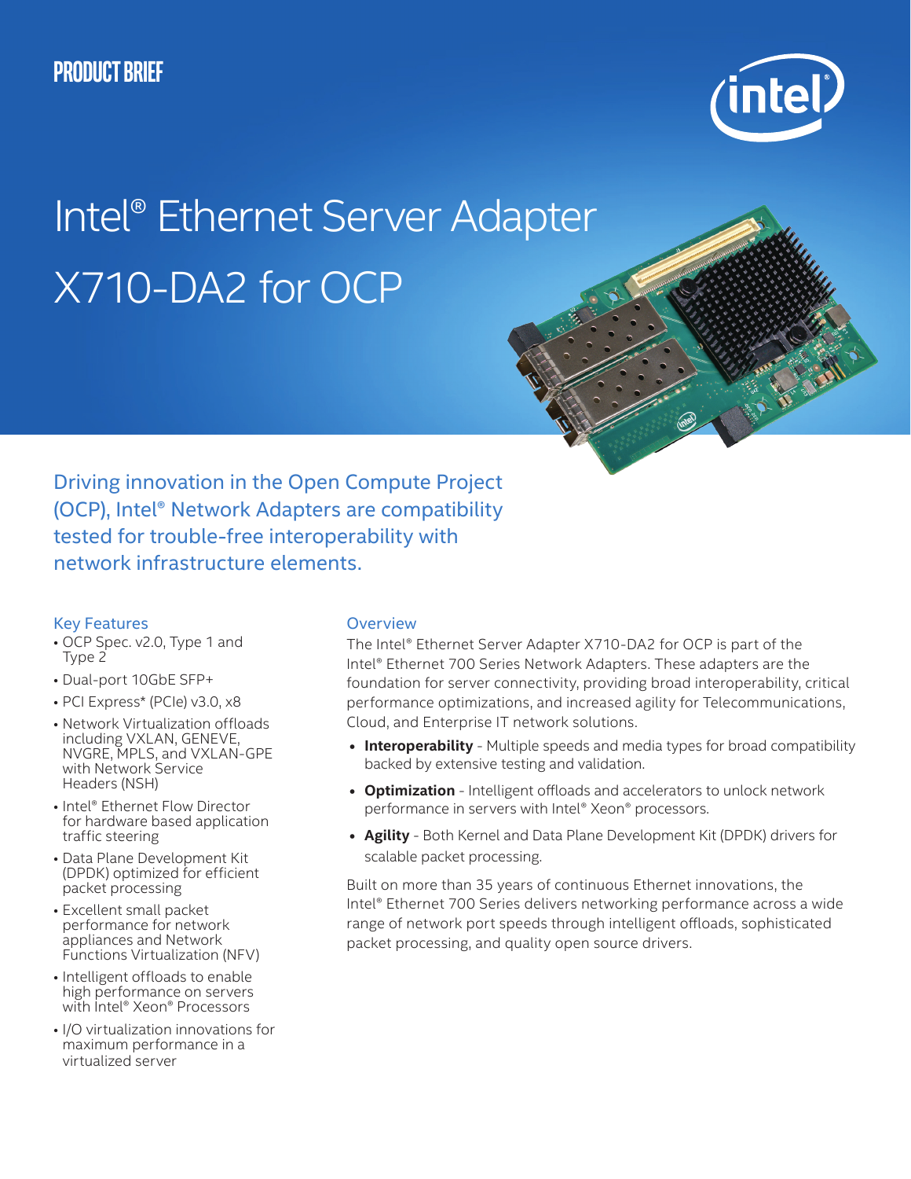PRODUCT BRIEF

# Intel® Ethernet Server Adapter X710-DA2 for OCP

Driving innovation in the Open Compute Project (OCP), Intel® Network Adapters are compatibility tested for trouble-free interoperability with network infrastructure elements.

## Key Features

- OCP Spec. v2.0, Type 1 and Type 2
- Dual-port 10GbE SFP+
- PCI Express* (PCIe) v3.0, x8
- Network Virtualization offloads including VXLAN, GENEVE, NVGRE, MPLS, and VXLAN-GPE with Network Service Headers (NSH)
- Intel® Ethernet Flow Director for hardware based application traffic steering
- Data Plane Development Kit (DPDK) optimized for efficient packet processing
- Excellent small packet performance for network appliances and Network Functions Virtualization (NFV)
- Intelligent offloads to enable high performance on servers with Intel® Xeon® Processors
- I/O virtualization innovations for maximum performance in a virtualized server

## Overview

The Intel® Ethernet Server Adapter X710-DA2 for OCP is part of the Intel® Ethernet 700 Series Network Adapters. These adapters are the foundation for server connectivity, providing broad interoperability, critical performance optimizations, and increased agility for Telecommunications, Cloud, and Enterprise IT network solutions.

- **Interoperability** - Multiple speeds and media types for broad compatibility backed by extensive testing and validation.
- **Optimization** - Intelligent offloads and accelerators to unlock network performance in servers with Intel® Xeon® processors.
- **Agility** - Both Kernel and Data Plane Development Kit (DPDK) drivers for scalable packet processing.

Built on more than 35 years of continuous Ethernet innovations, the Intel® Ethernet 700 Series delivers networking performance across a wide range of network port speeds through intelligent offloads, sophisticated packet processing, and quality open source drivers.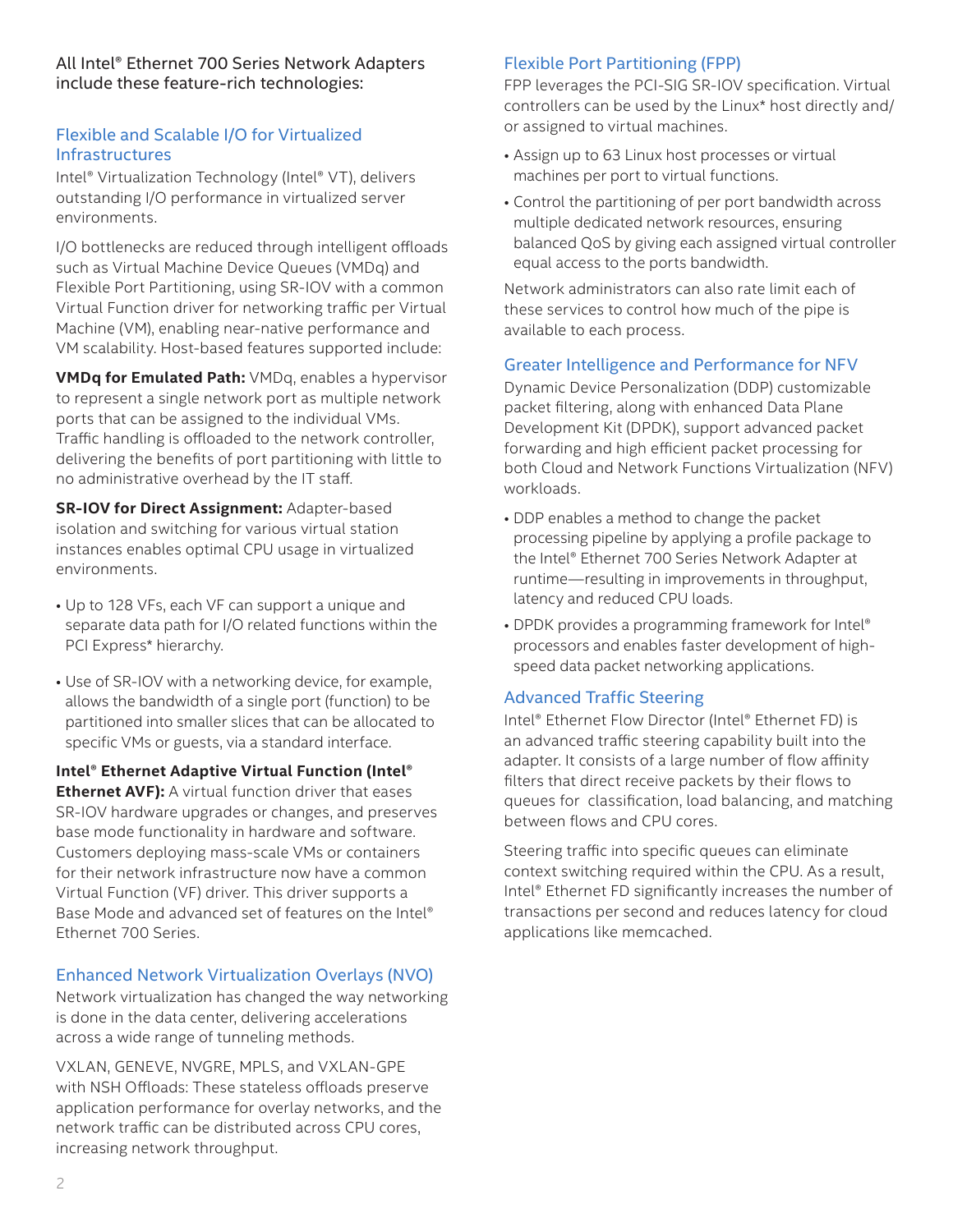All Intel® Ethernet 700 Series Network Adapters include these feature-rich technologies:

## Flexible and Scalable I/O for Virtualized Infrastructures

Intel® Virtualization Technology (Intel® VT), delivers outstanding I/O performance in virtualized server environments.

I/O bottlenecks are reduced through intelligent offloads such as Virtual Machine Device Queues (VMDq) and Flexible Port Partitioning, using SR-IOV with a common Virtual Function driver for networking traffic per Virtual Machine (VM), enabling near-native performance and VM scalability. Host-based features supported include:

**VMDq for Emulated Path:** VMDq, enables a hypervisor to represent a single network port as multiple network ports that can be assigned to the individual VMs. Traffic handling is offloaded to the network controller, delivering the benefits of port partitioning with little to no administrative overhead by the IT staff.

**SR-IOV for Direct Assignment:** Adapter-based isolation and switching for various virtual station instances enables optimal CPU usage in virtualized environments.

- Up to 128 VFs, each VF can support a unique and separate data path for I/O related functions within the PCI Express* hierarchy.
- Use of SR-IOV with a networking device, for example, allows the bandwidth of a single port (function) to be partitioned into smaller slices that can be allocated to specific VMs or guests, via a standard interface.

**Intel® Ethernet Adaptive Virtual Function (Intel® Ethernet AVF):** A virtual function driver that eases SR-IOV hardware upgrades or changes, and preserves base mode functionality in hardware and software. Customers deploying mass-scale VMs or containers for their network infrastructure now have a common Virtual Function (VF) driver. This driver supports a Base Mode and advanced set of features on the Intel® Ethernet 700 Series.

## Enhanced Network Virtualization Overlays (NVO)

Network virtualization has changed the way networking is done in the data center, delivering accelerations across a wide range of tunneling methods.

VXLAN, GENEVE, NVGRE, MPLS, and VXLAN-GPE with NSH Offloads: These stateless offloads preserve application performance for overlay networks, and the network traffic can be distributed across CPU cores, increasing network throughput.

## Flexible Port Partitioning (FPP)

FPP leverages the PCI-SIG SR-IOV specification. Virtual controllers can be used by the Linux* host directly and/or assigned to virtual machines.

- Assign up to 63 Linux host processes or virtual machines per port to virtual functions.
- Control the partitioning of per port bandwidth across multiple dedicated network resources, ensuring balanced QoS by giving each assigned virtual controller equal access to the ports bandwidth.

Network administrators can also rate limit each of these services to control how much of the pipe is available to each process.

## Greater Intelligence and Performance for NFV

Dynamic Device Personalization (DDP) customizable packet filtering, along with enhanced Data Plane Development Kit (DPDK), support advanced packet forwarding and high efficient packet processing for both Cloud and Network Functions Virtualization (NFV) workloads.

- DDP enables a method to change the packet processing pipeline by applying a profile package to the Intel® Ethernet 700 Series Network Adapter at runtime—resulting in improvements in throughput, latency and reduced CPU loads.
- DPDK provides a programming framework for Intel® processors and enables faster development of high-speed data packet networking applications.

## Advanced Traffic Steering

Intel® Ethernet Flow Director (Intel® Ethernet FD) is an advanced traffic steering capability built into the adapter. It consists of a large number of flow affinity filters that direct receive packets by their flows to queues for classification, load balancing, and matching between flows and CPU cores.

Steering traffic into specific queues can eliminate context switching required within the CPU. As a result, Intel® Ethernet FD significantly increases the number of transactions per second and reduces latency for cloud applications like memcached.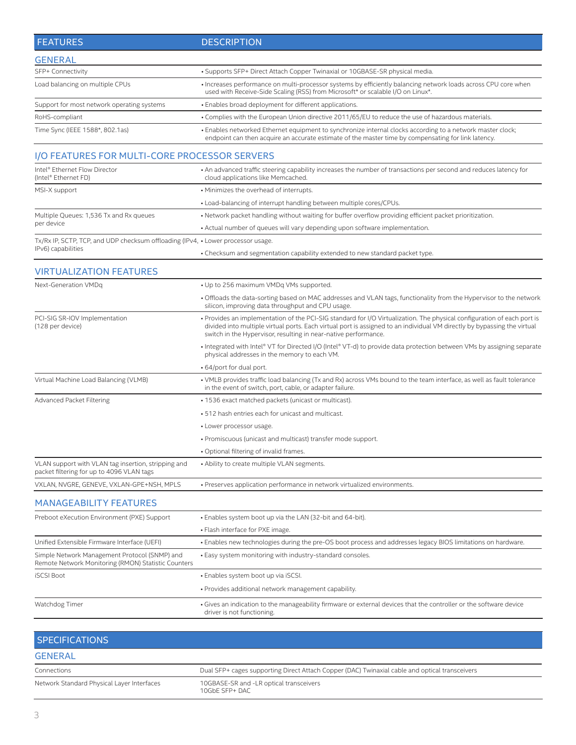| FEATURES | DESCRIPTION |
|---|---|
| **GENERAL** | |
| SFP+ Connectivity | • Supports SFP+ Direct Attach Copper Twinaxial or 10GBASE-SR physical media. |
| Load balancing on multiple CPUs | • Increases performance on multi-processor systems by efficiently balancing network loads across CPU core when used with Receive-Side Scaling (RSS) from Microsoft* or scalable I/O on Linux*. |
| Support for most network operating systems | • Enables broad deployment for different applications. |
| RoHS-compliant | • Complies with the European Union directive 2011/65/EU to reduce the use of hazardous materials. |
| Time Sync (IEEE 1588*, 802.1as) | • Enables networked Ethernet equipment to synchronize internal clocks according to a network master clock; endpoint can then acquire an accurate estimate of the master time by compensating for link latency. |
| **I/O FEATURES FOR MULTI-CORE PROCESSOR SERVERS** | |
| Intel® Ethernet Flow Director (Intel® Ethernet FD) | • An advanced traffic steering capability increases the number of transactions per second and reduces latency for cloud applications like Memcached. |
| MSI-X support | • Minimizes the overhead of interrupts.<br>• Load-balancing of interrupt handling between multiple cores/CPUs. |
| Multiple Queues: 1,536 Tx and Rx queues per device | • Network packet handling without waiting for buffer overflow providing efficient packet prioritization.<br>• Actual number of queues will vary depending upon software implementation. |
| Tx/Rx IP, SCTP, TCP, and UDP checksum offloading (IPv4, IPv6) capabilities | • Lower processor usage.<br>• Checksum and segmentation capability extended to new standard packet type. |
| **VIRTUALIZATION FEATURES** | |
| Next-Generation VMDq | • Up to 256 maximum VMDq VMs supported.<br>• Offloads the data-sorting based on MAC addresses and VLAN tags, functionality from the Hypervisor to the network silicon, improving data throughput and CPU usage. |
| PCI-SIG SR-IOV Implementation (128 per device) | • Provides an implementation of the PCI-SIG standard for I/O Virtualization. The physical configuration of each port is divided into multiple virtual ports. Each virtual port is assigned to an individual VM directly by bypassing the virtual switch in the Hypervisor, resulting in near-native performance.<br>• Integrated with Intel® VT for Directed I/O (Intel® VT-d) to provide data protection between VMs by assigning separate physical addresses in the memory to each VM.<br>• 64/port for dual port. |
| Virtual Machine Load Balancing (VLMB) | • VMLB provides traffic load balancing (Tx and Rx) across VMs bound to the team interface, as well as fault tolerance in the event of switch, port, cable, or adapter failure. |
| Advanced Packet Filtering | • 1536 exact matched packets (unicast or multicast).<br>• 512 hash entries each for unicast and multicast.<br>• Lower processor usage.<br>• Promiscuous (unicast and multicast) transfer mode support.<br>• Optional filtering of invalid frames. |
| VLAN support with VLAN tag insertion, stripping and packet filtering for up to 4096 VLAN tags | • Ability to create multiple VLAN segments. |
| VXLAN, NVGRE, GENEVE, VXLAN-GPE+NSH, MPLS | • Preserves application performance in network virtualized environments. |
| **MANAGEABILITY FEATURES** | |
| Preboot eXecution Environment (PXE) Support | • Enables system boot up via the LAN (32-bit and 64-bit).<br>• Flash interface for PXE image. |
| Unified Extensible Firmware Interface (UEFI) | • Enables new technologies during the pre-OS boot process and addresses legacy BIOS limitations on hardware. |
| Simple Network Management Protocol (SNMP) and Remote Network Monitoring (RMON) Statistic Counters | • Easy system monitoring with industry-standard consoles. |
| iSCSI Boot | • Enables system boot up via iSCSI.<br>• Provides additional network management capability. |
| Watchdog Timer | • Gives an indication to the manageability firmware or external devices that the controller or the software device driver is not functioning. |

| SPECIFICATIONS | |
|---|---|
| **GENERAL** | |
| Connections | Dual SFP+ cages supporting Direct Attach Copper (DAC) Twinaxial cable and optical transceivers |
| Network Standard Physical Layer Interfaces | 10GBASE-SR and -LR optical transceivers<br>10GbE SFP+ DAC |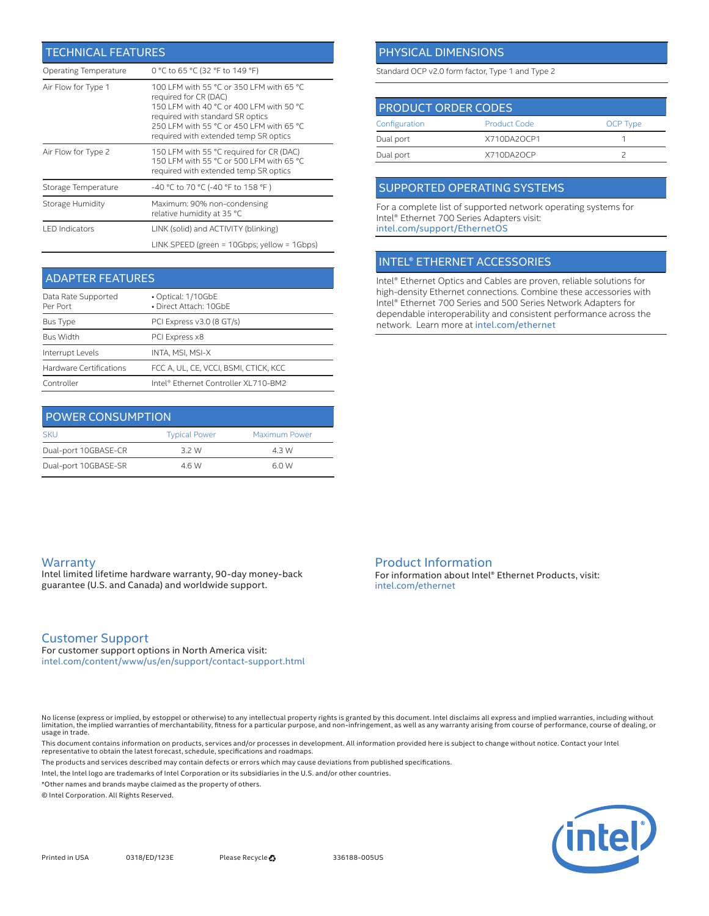## TECHNICAL FEATURES

| | |
|---|---|
| Operating Temperature | 0 °C to 65 °C (32 °F to 149 °F) |
| Air Flow for Type 1 | 100 LFM with 55 °C or 350 LFM with 65 °C required for CR (DAC)<br>150 LFM with 40 °C or 400 LFM with 50 °C required with standard SR optics<br>250 LFM with 55 °C or 450 LFM with 65 °C required with extended temp SR optics |
| Air Flow for Type 2 | 150 LFM with 55 °C required for CR (DAC)<br>150 LFM with 55 °C or 500 LFM with 65 °C required with extended temp SR optics |
| Storage Temperature | -40 °C to 70 °C (-40 °F to 158 °F ) |
| Storage Humidity | Maximum: 90% non-condensing relative humidity at 35 °C |
| LED Indicators | LINK (solid) and ACTIVITY (blinking)<br>LINK SPEED (green = 10Gbps; yellow = 1Gbps) |

## ADAPTER FEATURES

| | |
|---|---|
| Data Rate Supported Per Port | • Optical: 1/10GbE<br>• Direct Attach: 10GbE |
| Bus Type | PCI Express v3.0 (8 GT/s) |
| Bus Width | PCI Express x8 |
| Interrupt Levels | INTA, MSI, MSI-X |
| Hardware Certifications | FCC A, UL, CE, VCCI, BSMI, CTICK, KCC |
| Controller | Intel® Ethernet Controller XL710-BM2 |

## POWER CONSUMPTION

| SKU | Typical Power | Maximum Power |
|---|---|---|
| Dual-port 10GBASE-CR | 3.2 W | 4.3 W |
| Dual-port 10GBASE-SR | 4.6 W | 6.0 W |

## PHYSICAL DIMENSIONS

Standard OCP v2.0 form factor, Type 1 and Type 2

## PRODUCT ORDER CODES

| Configuration | Product Code | OCP Type |
|---|---|---|
| Dual port | X710DA2OCP1 | 1 |
| Dual port | X710DA2OCP | 2 |

## SUPPORTED OPERATING SYSTEMS

For a complete list of supported network operating systems for Intel® Ethernet 700 Series Adapters visit: intel.com/support/EthernetOS

## INTEL® ETHERNET ACCESSORIES

Intel® Ethernet Optics and Cables are proven, reliable solutions for high-density Ethernet connections. Combine these accessories with Intel® Ethernet 700 Series and 500 Series Network Adapters for dependable interoperability and consistent performance across the network. Learn more at intel.com/ethernet

## Warranty

Intel limited lifetime hardware warranty, 90-day money-back guarantee (U.S. and Canada) and worldwide support.

## Product Information

For information about Intel® Ethernet Products, visit: intel.com/ethernet

## Customer Support

For customer support options in North America visit: intel.com/content/www/us/en/support/contact-support.html

No license (express or implied, by estoppel or otherwise) to any intellectual property rights is granted by this document. Intel disclaims all express and implied warranties, including without limitation, the implied warranties of merchantability, fitness for a particular purpose, and non-infringement, as well as any warranty arising from course of performance, course of dealing, or usage in trade.

This document contains information on products, services and/or processes in development. All information provided here is subject to change without notice. Contact your Intel representative to obtain the latest forecast, schedule, specifications and roadmaps.

The products and services described may contain defects or errors which may cause deviations from published specifications.

Intel, the Intel logo are trademarks of Intel Corporation or its subsidiaries in the U.S. and/or other countries.

*Other names and brands maybe claimed as the property of others.

© Intel Corporation. All Rights Reserved.

Printed in USA 0318/ED/123E Please Recycle 336188-005US